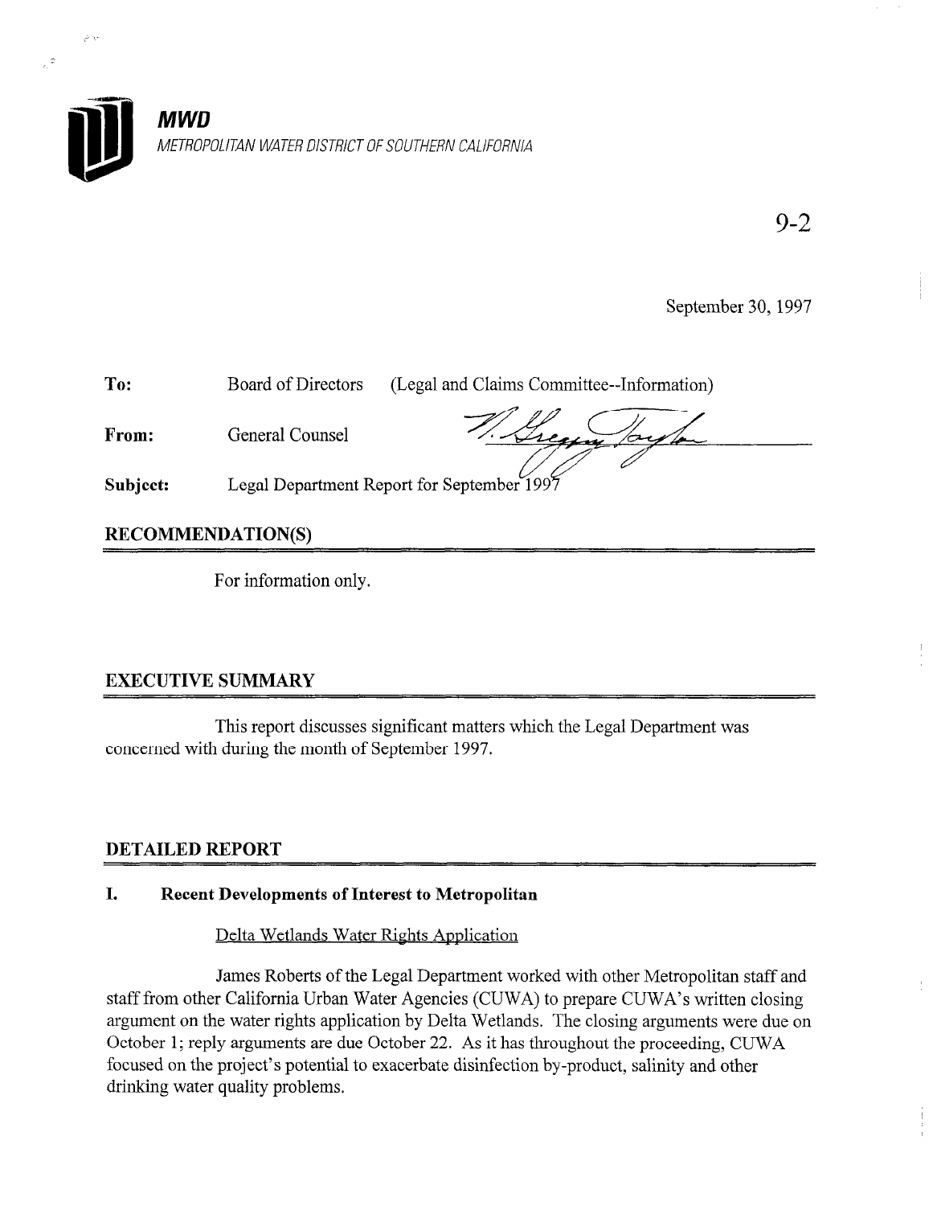**MWD**

*METROPOLITAN WATER DISTRICT OF SOUTHERN CALIFORNIA*

9-2

September 30, 1997

**To:** Board of Directors (Legal and Claims Committee--Information)

**From:** General Counsel

**Subject:** Legal Department Report for September 1997

## RECOMMENDATION(S)

For information only.

## EXECUTIVE SUMMARY

This report discusses significant matters which the Legal Department was concerned with during the month of September 1997.

## DETAILED REPORT

### I. Recent Developments of Interest to Metropolitan

Delta Wetlands Water Rights Application

James Roberts of the Legal Department worked with other Metropolitan staff and staff from other California Urban Water Agencies (CUWA) to prepare CUWA's written closing argument on the water rights application by Delta Wetlands. The closing arguments were due on October 1; reply arguments are due October 22. As it has throughout the proceeding, CUWA focused on the project's potential to exacerbate disinfection by-product, salinity and other drinking water quality problems.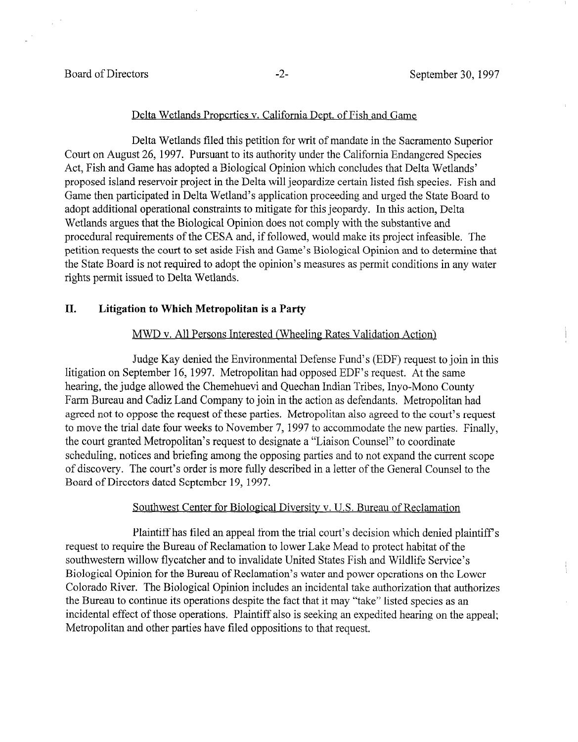Delta Wetlands Properties v. California Dept. of Fish and Game

Delta Wetlands filed this petition for writ of mandate in the Sacramento Superior Court on August 26, 1997. Pursuant to its authority under the California Endangered Species Act, Fish and Game has adopted a Biological Opinion which concludes that Delta Wetlands' proposed island reservoir project in the Delta will jeopardize certain listed fish species. Fish and Game then participated in Delta Wetland's application proceeding and urged the State Board to adopt additional operational constraints to mitigate for this jeopardy. In this action, Delta Wetlands argues that the Biological Opinion does not comply with the substantive and procedural requirements of the CESA and, if followed, would make its project infeasible. The petition requests the court to set aside Fish and Game's Biological Opinion and to determine that the State Board is not required to adopt the opinion's measures as permit conditions in any water rights permit issued to Delta Wetlands.

## II. Litigation to Which Metropolitan is a Party

MWD v. All Persons Interested (Wheeling Rates Validation Action)

Judge Kay denied the Environmental Defense Fund's (EDF) request to join in this litigation on September 16, 1997. Metropolitan had opposed EDF's request. At the same hearing, the judge allowed the Chemehuevi and Quechan Indian Tribes, Inyo-Mono County Farm Bureau and Cadiz Land Company to join in the action as defendants. Metropolitan had agreed not to oppose the request of these parties. Metropolitan also agreed to the court's request to move the trial date four weeks to November 7, 1997 to accommodate the new parties. Finally, the court granted Metropolitan's request to designate a "Liaison Counsel" to coordinate scheduling, notices and briefing among the opposing parties and to not expand the current scope of discovery. The court's order is more fully described in a letter of the General Counsel to the Board of Directors dated September 19, 1997.

Southwest Center for Biological Diversity v. U.S. Bureau of Reclamation

Plaintiff has filed an appeal from the trial court's decision which denied plaintiff's request to require the Bureau of Reclamation to lower Lake Mead to protect habitat of the southwestern willow flycatcher and to invalidate United States Fish and Wildlife Service's Biological Opinion for the Bureau of Reclamation's water and power operations on the Lower Colorado River. The Biological Opinion includes an incidental take authorization that authorizes the Bureau to continue its operations despite the fact that it may "take" listed species as an incidental effect of those operations. Plaintiff also is seeking an expedited hearing on the appeal; Metropolitan and other parties have filed oppositions to that request.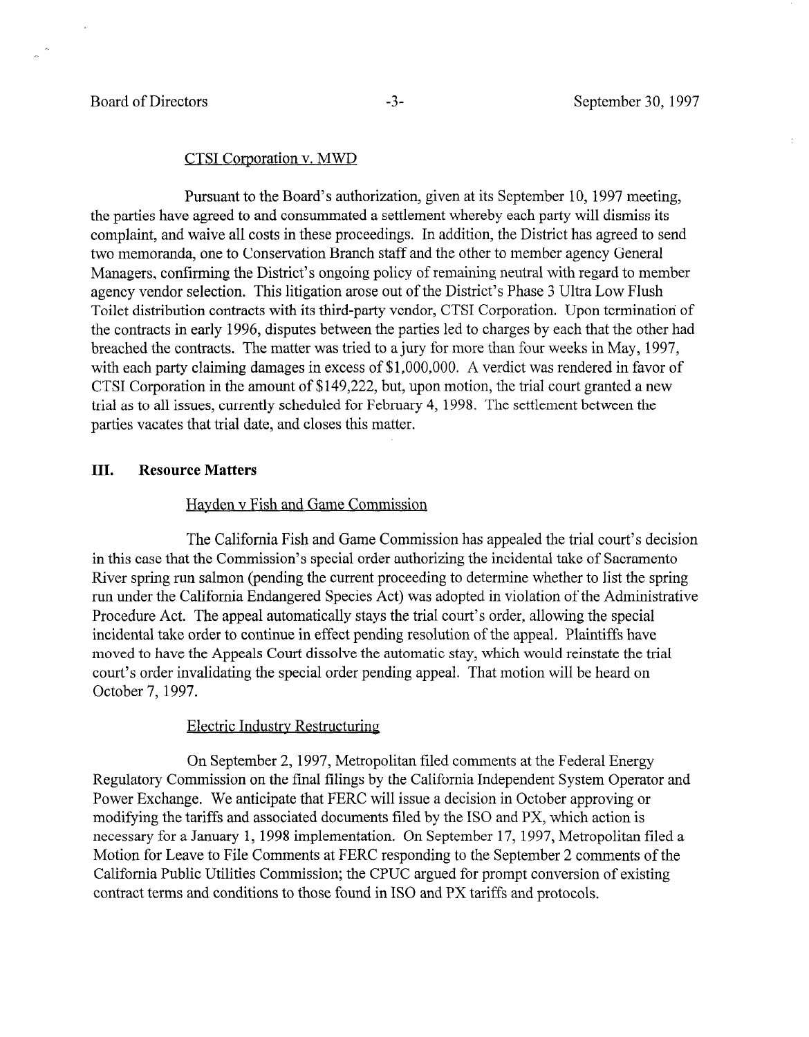CTSI Corporation v. MWD

Pursuant to the Board's authorization, given at its September 10, 1997 meeting, the parties have agreed to and consummated a settlement whereby each party will dismiss its complaint, and waive all costs in these proceedings. In addition, the District has agreed to send two memoranda, one to Conservation Branch staff and the other to member agency General Managers, confirming the District's ongoing policy of remaining neutral with regard to member agency vendor selection. This litigation arose out of the District's Phase 3 Ultra Low Flush Toilet distribution contracts with its third-party vendor, CTSI Corporation. Upon termination of the contracts in early 1996, disputes between the parties led to charges by each that the other had breached the contracts. The matter was tried to a jury for more than four weeks in May, 1997, with each party claiming damages in excess of $1,000,000. A verdict was rendered in favor of CTSI Corporation in the amount of $149,222, but, upon motion, the trial court granted a new trial as to all issues, currently scheduled for February 4, 1998. The settlement between the parties vacates that trial date, and closes this matter.

## III. Resource Matters

Hayden v Fish and Game Commission

The California Fish and Game Commission has appealed the trial court's decision in this case that the Commission's special order authorizing the incidental take of Sacramento River spring run salmon (pending the current proceeding to determine whether to list the spring run under the California Endangered Species Act) was adopted in violation of the Administrative Procedure Act. The appeal automatically stays the trial court's order, allowing the special incidental take order to continue in effect pending resolution of the appeal. Plaintiffs have moved to have the Appeals Court dissolve the automatic stay, which would reinstate the trial court's order invalidating the special order pending appeal. That motion will be heard on October 7, 1997.

Electric Industry Restructuring

On September 2, 1997, Metropolitan filed comments at the Federal Energy Regulatory Commission on the final filings by the California Independent System Operator and Power Exchange. We anticipate that FERC will issue a decision in October approving or modifying the tariffs and associated documents filed by the ISO and PX, which action is necessary for a January 1, 1998 implementation. On September 17, 1997, Metropolitan filed a Motion for Leave to File Comments at FERC responding to the September 2 comments of the California Public Utilities Commission; the CPUC argued for prompt conversion of existing contract terms and conditions to those found in ISO and PX tariffs and protocols.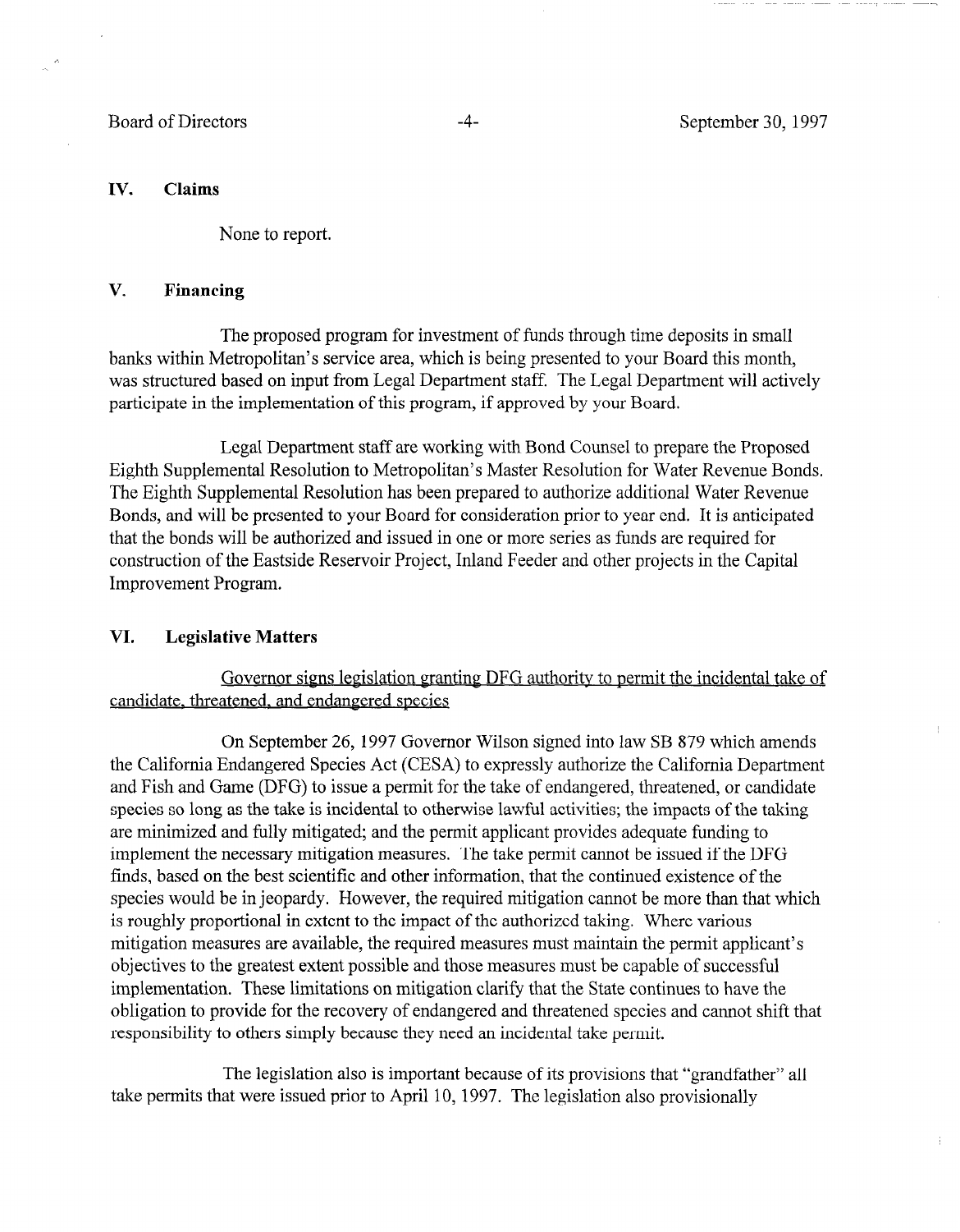## IV. Claims

None to report.

## V. Financing

The proposed program for investment of funds through time deposits in small banks within Metropolitan's service area, which is being presented to your Board this month, was structured based on input from Legal Department staff. The Legal Department will actively participate in the implementation of this program, if approved by your Board.

Legal Department staff are working with Bond Counsel to prepare the Proposed Eighth Supplemental Resolution to Metropolitan's Master Resolution for Water Revenue Bonds. The Eighth Supplemental Resolution has been prepared to authorize additional Water Revenue Bonds, and will be presented to your Board for consideration prior to year end. It is anticipated that the bonds will be authorized and issued in one or more series as funds are required for construction of the Eastside Reservoir Project, Inland Feeder and other projects in the Capital Improvement Program.

## VI. Legislative Matters

Governor signs legislation granting DFG authority to permit the incidental take of candidate, threatened, and endangered species

On September 26, 1997 Governor Wilson signed into law SB 879 which amends the California Endangered Species Act (CESA) to expressly authorize the California Department and Fish and Game (DFG) to issue a permit for the take of endangered, threatened, or candidate species so long as the take is incidental to otherwise lawful activities; the impacts of the taking are minimized and fully mitigated; and the permit applicant provides adequate funding to implement the necessary mitigation measures. The take permit cannot be issued if the DFG finds, based on the best scientific and other information, that the continued existence of the species would be in jeopardy. However, the required mitigation cannot be more than that which is roughly proportional in extent to the impact of the authorized taking. Where various mitigation measures are available, the required measures must maintain the permit applicant's objectives to the greatest extent possible and those measures must be capable of successful implementation. These limitations on mitigation clarify that the State continues to have the obligation to provide for the recovery of endangered and threatened species and cannot shift that responsibility to others simply because they need an incidental take permit.

The legislation also is important because of its provisions that "grandfather" all take permits that were issued prior to April 10, 1997. The legislation also provisionally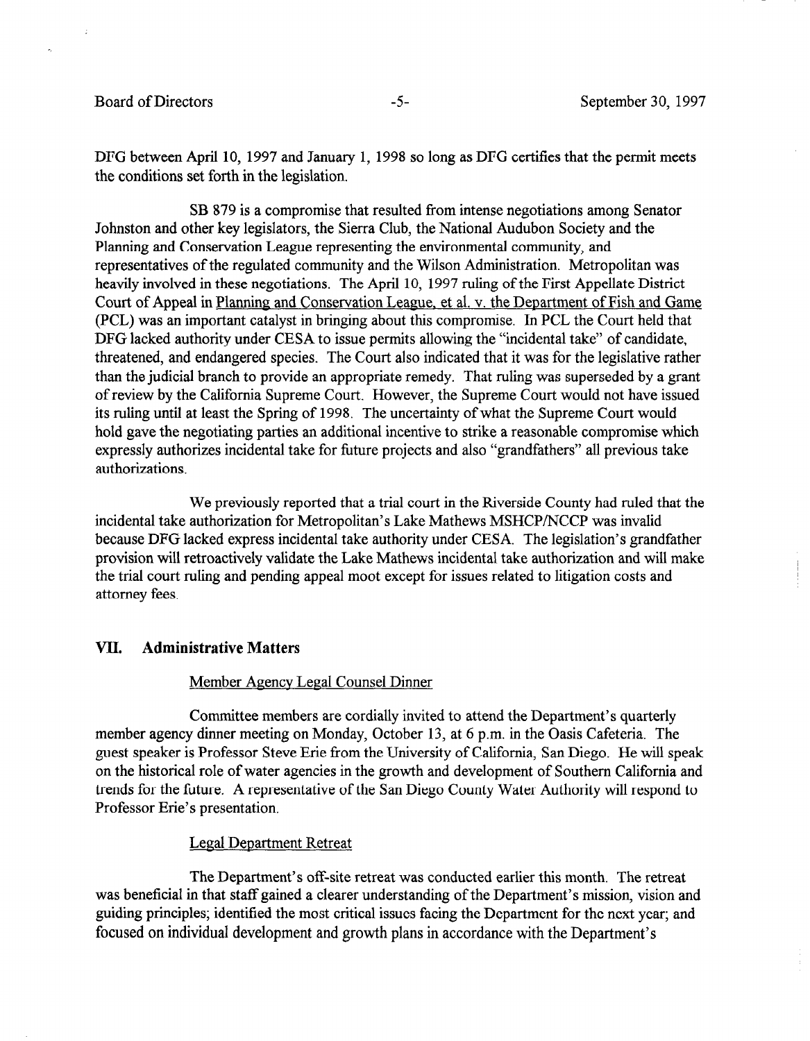DFG between April 10, 1997 and January 1, 1998 so long as DFG certifies that the permit meets the conditions set forth in the legislation.

SB 879 is a compromise that resulted from intense negotiations among Senator Johnston and other key legislators, the Sierra Club, the National Audubon Society and the Planning and Conservation League representing the environmental community, and representatives of the regulated community and the Wilson Administration. Metropolitan was heavily involved in these negotiations. The April 10, 1997 ruling of the First Appellate District Court of Appeal in Planning and Conservation League, et al. v. the Department of Fish and Game (PCL) was an important catalyst in bringing about this compromise. In PCL the Court held that DFG lacked authority under CESA to issue permits allowing the "incidental take" of candidate, threatened, and endangered species. The Court also indicated that it was for the legislative rather than the judicial branch to provide an appropriate remedy. That ruling was superseded by a grant of review by the California Supreme Court. However, the Supreme Court would not have issued its ruling until at least the Spring of 1998. The uncertainty of what the Supreme Court would hold gave the negotiating parties an additional incentive to strike a reasonable compromise which expressly authorizes incidental take for future projects and also "grandfathers" all previous take authorizations.

We previously reported that a trial court in the Riverside County had ruled that the incidental take authorization for Metropolitan's Lake Mathews MSHCP/NCCP was invalid because DFG lacked express incidental take authority under CESA. The legislation's grandfather provision will retroactively validate the Lake Mathews incidental take authorization and will make the trial court ruling and pending appeal moot except for issues related to litigation costs and attorney fees.

## VII. Administrative Matters

Member Agency Legal Counsel Dinner

Committee members are cordially invited to attend the Department's quarterly member agency dinner meeting on Monday, October 13, at 6 p.m. in the Oasis Cafeteria. The guest speaker is Professor Steve Erie from the University of California, San Diego. He will speak on the historical role of water agencies in the growth and development of Southern California and trends for the future. A representative of the San Diego County Water Authority will respond to Professor Erie's presentation.

Legal Department Retreat

The Department's off-site retreat was conducted earlier this month. The retreat was beneficial in that staff gained a clearer understanding of the Department's mission, vision and guiding principles; identified the most critical issues facing the Department for the next year; and focused on individual development and growth plans in accordance with the Department's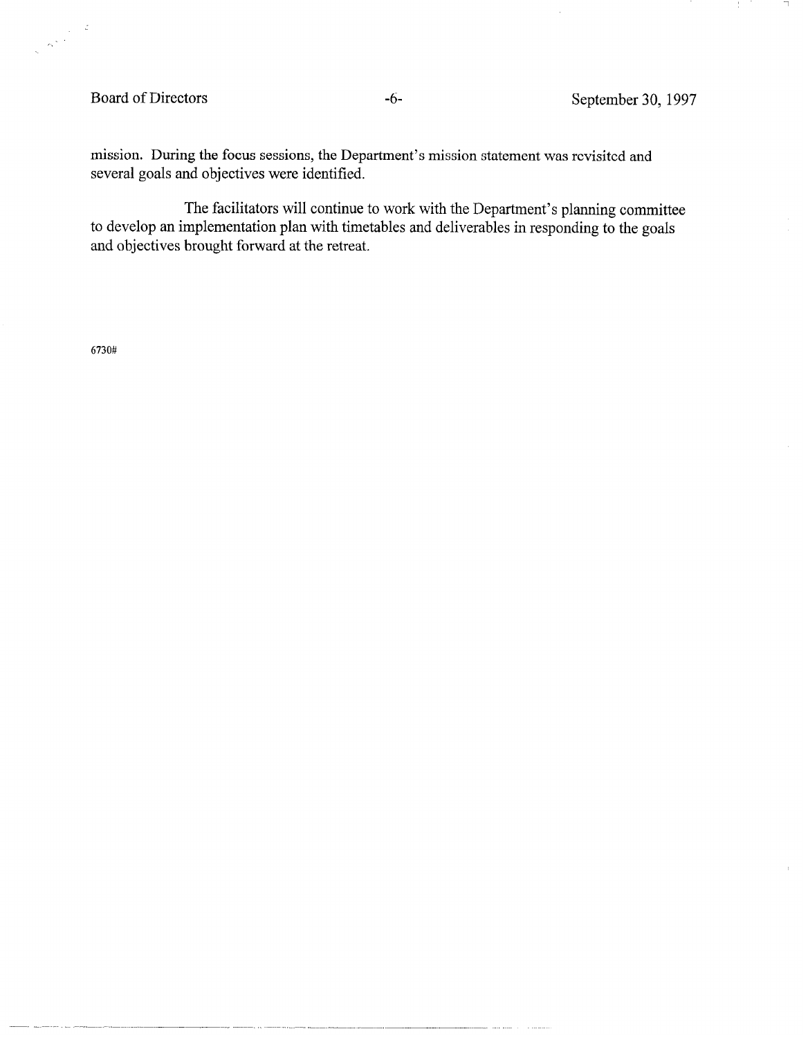mission. During the focus sessions, the Department's mission statement was revisited and several goals and objectives were identified.

The facilitators will continue to work with the Department's planning committee to develop an implementation plan with timetables and deliverables in responding to the goals and objectives brought forward at the retreat.

6730#